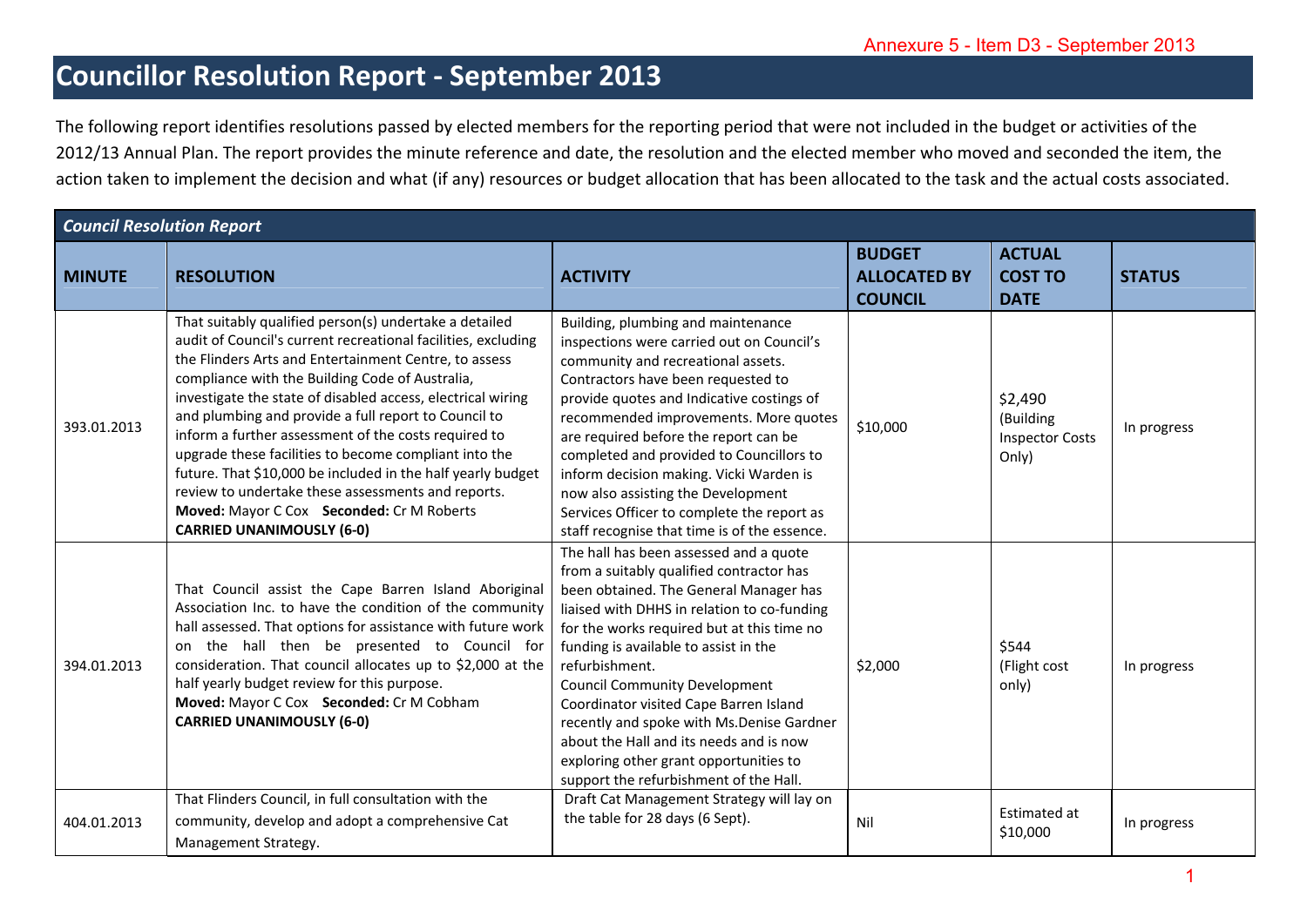Annexure 5 - Item D3 - September 2013

# Councillor Resolution Report - September 2013

The following report identifies resolutions passed by elected members for the reporting period that were not included in the budget or activities of the 2012/13 Annual Plan. The report provides the minute reference and date, the resolution and the elected member who moved and seconded the item, the action taken to implement the decision and what (if any) resources or budget allocation that has been allocated to the task and the actual costs associated.

***Council Resolution Report***

| MINUTE | RESOLUTION | ACTIVITY | BUDGET ALLOCATED BY COUNCIL | ACTUAL COST TO DATE | STATUS |
|---|---|---|---|---|---|
| 393.01.2013 | That suitably qualified person(s) undertake a detailed audit of Council's current recreational facilities, excluding the Flinders Arts and Entertainment Centre, to assess compliance with the Building Code of Australia, investigate the state of disabled access, electrical wiring and plumbing and provide a full report to Council to inform a further assessment of the costs required to upgrade these facilities to become compliant into the future. That $10,000 be included in the half yearly budget review to undertake these assessments and reports. **Moved:** Mayor C Cox **Seconded:** Cr M Roberts **CARRIED UNANIMOUSLY (6-0)** | Building, plumbing and maintenance inspections were carried out on Council's community and recreational assets. Contractors have been requested to provide quotes and Indicative costings of recommended improvements. More quotes are required before the report can be completed and provided to Councillors to inform decision making. Vicki Warden is now also assisting the Development Services Officer to complete the report as staff recognise that time is of the essence. | $10,000 | $2,490 (Building Inspector Costs Only) | In progress |
| 394.01.2013 | That Council assist the Cape Barren Island Aboriginal Association Inc. to have the condition of the community hall assessed. That options for assistance with future work on the hall then be presented to Council for consideration. That council allocates up to $2,000 at the half yearly budget review for this purpose. **Moved:** Mayor C Cox **Seconded:** Cr M Cobham **CARRIED UNANIMOUSLY (6-0)** | The hall has been assessed and a quote from a suitably qualified contractor has been obtained. The General Manager has liaised with DHHS in relation to co-funding for the works required but at this time no funding is available to assist in the refurbishment. Council Community Development Coordinator visited Cape Barren Island recently and spoke with Ms.Denise Gardner about the Hall and its needs and is now exploring other grant opportunities to support the refurbishment of the Hall. | $2,000 | $544 (Flight cost only) | In progress |
| 404.01.2013 | That Flinders Council, in full consultation with the community, develop and adopt a comprehensive Cat Management Strategy. | Draft Cat Management Strategy will lay on the table for 28 days (6 Sept). | Nil | Estimated at $10,000 | In progress |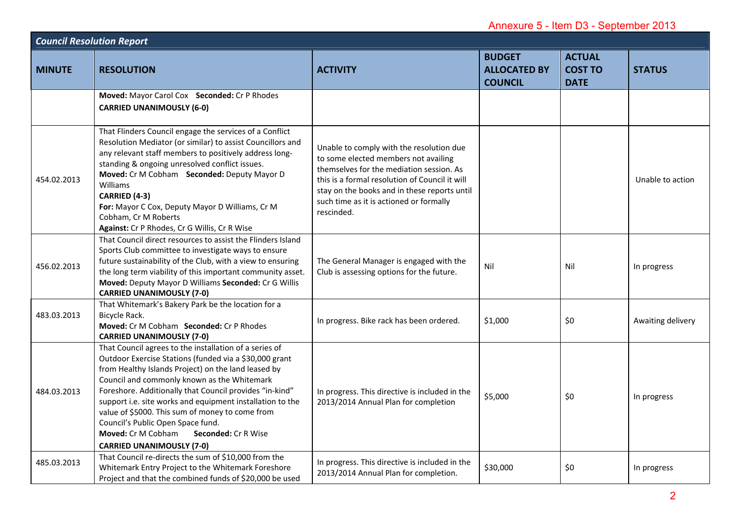Annexure 5 - Item D3 - September 2013

| *Council Resolution Report* | | | | | |
|---|---|---|---|---|---|
| **MINUTE** | **RESOLUTION** | **ACTIVITY** | **BUDGET ALLOCATED BY COUNCIL** | **ACTUAL COST TO DATE** | **STATUS** |
| | **Moved:** Mayor Carol Cox **Seconded:** Cr P Rhodes<br>**CARRIED UNANIMOUSLY (6-0)** | | | | |
| 454.02.2013 | That Flinders Council engage the services of a Conflict Resolution Mediator (or similar) to assist Councillors and any relevant staff members to positively address long-standing & ongoing unresolved conflict issues.<br>**Moved:** Cr M Cobham **Seconded:** Deputy Mayor D Williams<br>**CARRIED (4-3)**<br>**For:** Mayor C Cox, Deputy Mayor D Williams, Cr M Cobham, Cr M Roberts<br>**Against:** Cr P Rhodes, Cr G Willis, Cr R Wise | Unable to comply with the resolution due to some elected members not availing themselves for the mediation session. As this is a formal resolution of Council it will stay on the books and in these reports until such time as it is actioned or formally rescinded. | | | Unable to action |
| 456.02.2013 | That Council direct resources to assist the Flinders Island Sports Club committee to investigate ways to ensure future sustainability of the Club, with a view to ensuring the long term viability of this important community asset.<br>**Moved:** Deputy Mayor D Williams **Seconded:** Cr G Willis<br>**CARRIED UNANIMOUSLY (7-0)** | The General Manager is engaged with the Club is assessing options for the future. | Nil | Nil | In progress |
| 483.03.2013 | That Whitemark's Bakery Park be the location for a Bicycle Rack.<br>**Moved:** Cr M Cobham **Seconded:** Cr P Rhodes<br>**CARRIED UNANIMOUSLY (7-0)** | In progress. Bike rack has been ordered. | $1,000 | $0 | Awaiting delivery |
| 484.03.2013 | That Council agrees to the installation of a series of Outdoor Exercise Stations (funded via a $30,000 grant from Healthy Islands Project) on the land leased by Council and commonly known as the Whitemark Foreshore. Additionally that Council provides "in-kind" support i.e. site works and equipment installation to the value of $5000. This sum of money to come from Council's Public Open Space fund.<br>**Moved:** Cr M Cobham **Seconded:** Cr R Wise<br>**CARRIED UNANIMOUSLY (7-0)** | In progress. This directive is included in the 2013/2014 Annual Plan for completion | $5,000 | $0 | In progress |
| 485.03.2013 | That Council re-directs the sum of $10,000 from the Whitemark Entry Project to the Whitemark Foreshore Project and that the combined funds of $20,000 be used | In progress. This directive is included in the 2013/2014 Annual Plan for completion. | $30,000 | $0 | In progress |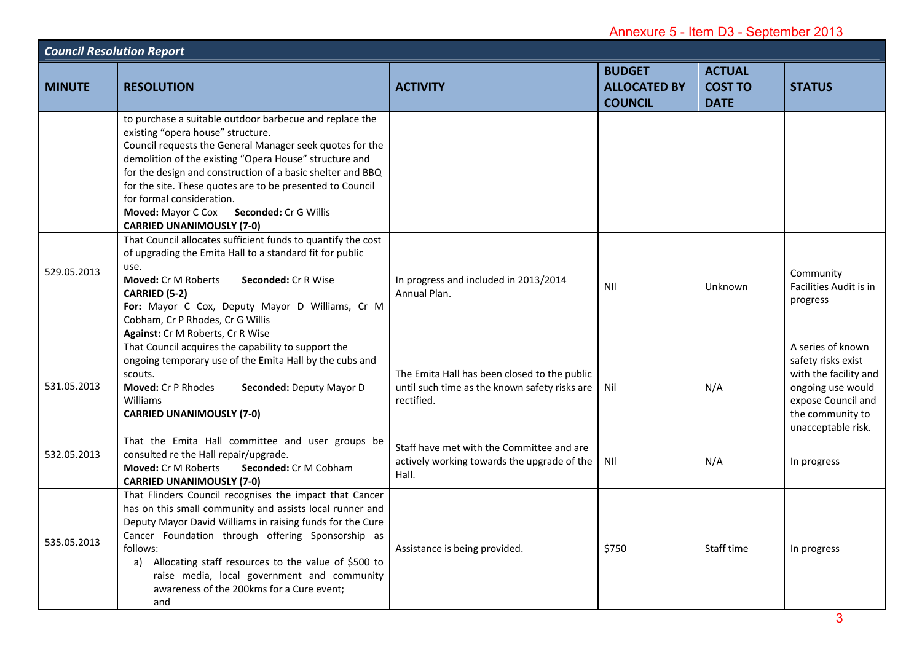Annexure 5 - Item D3 - September 2013

| *Council Resolution Report* | | | | | |
|---|---|---|---|---|---|
| **MINUTE** | **RESOLUTION** | **ACTIVITY** | **BUDGET ALLOCATED BY COUNCIL** | **ACTUAL COST TO DATE** | **STATUS** |
| | to purchase a suitable outdoor barbecue and replace the existing "opera house" structure. Council requests the General Manager seek quotes for the demolition of the existing "Opera House" structure and for the design and construction of a basic shelter and BBQ for the site. These quotes are to be presented to Council for formal consideration. **Moved:** Mayor C Cox **Seconded:** Cr G Willis **CARRIED UNANIMOUSLY (7-0)** | | | | |
| 529.05.2013 | That Council allocates sufficient funds to quantify the cost of upgrading the Emita Hall to a standard fit for public use. **Moved:** Cr M Roberts **Seconded:** Cr R Wise **CARRIED (5-2)** **For:** Mayor C Cox, Deputy Mayor D Williams, Cr M Cobham, Cr P Rhodes, Cr G Willis **Against:** Cr M Roberts, Cr R Wise | In progress and included in 2013/2014 Annual Plan. | NIl | Unknown | Community Facilities Audit is in progress |
| 531.05.2013 | That Council acquires the capability to support the ongoing temporary use of the Emita Hall by the cubs and scouts. **Moved:** Cr P Rhodes **Seconded:** Deputy Mayor D Williams **CARRIED UNANIMOUSLY (7-0)** | The Emita Hall has been closed to the public until such time as the known safety risks are rectified. | Nil | N/A | A series of known safety risks exist with the facility and ongoing use would expose Council and the community to unacceptable risk. |
| 532.05.2013 | That the Emita Hall committee and user groups be consulted re the Hall repair/upgrade. **Moved:** Cr M Roberts **Seconded:** Cr M Cobham **CARRIED UNANIMOUSLY (7-0)** | Staff have met with the Committee and are actively working towards the upgrade of the Hall. | NIl | N/A | In progress |
| 535.05.2013 | That Flinders Council recognises the impact that Cancer has on this small community and assists local runner and Deputy Mayor David Williams in raising funds for the Cure Cancer Foundation through offering Sponsorship as follows: a) Allocating staff resources to the value of $500 to raise media, local government and community awareness of the 200kms for a Cure event; and | Assistance is being provided. | $750 | Staff time | In progress |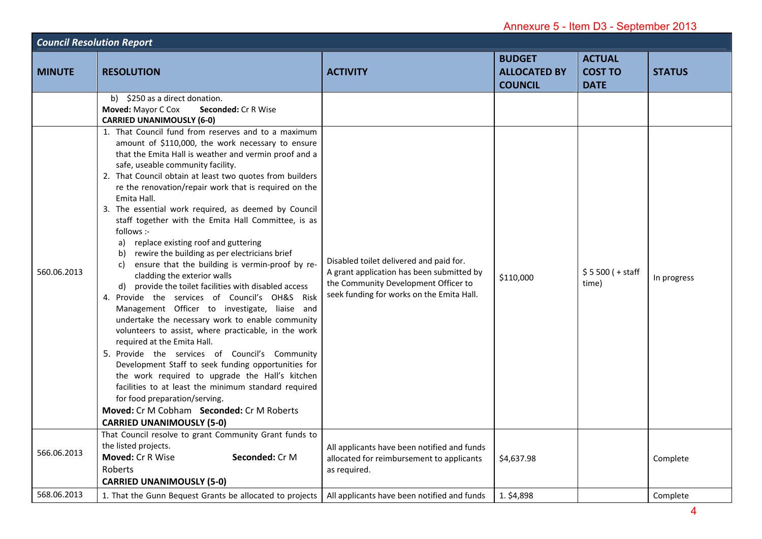Annexure 5 - Item D3 - September 2013

| Council Resolution Report | | | | | |
|---|---|---|---|---|---|
| **MINUTE** | **RESOLUTION** | **ACTIVITY** | **BUDGET ALLOCATED BY COUNCIL** | **ACTUAL COST TO DATE** | **STATUS** |
| | b) $250 as a direct donation.<br>**Moved:** Mayor C Cox **Seconded:** Cr R Wise<br>**CARRIED UNANIMOUSLY (6-0)** | | | | |
| 560.06.2013 | 1. That Council fund from reserves and to a maximum amount of $110,000, the work necessary to ensure that the Emita Hall is weather and vermin proof and a safe, useable community facility.<br>2. That Council obtain at least two quotes from builders re the renovation/repair work that is required on the Emita Hall.<br>3. The essential work required, as deemed by Council staff together with the Emita Hall Committee, is as follows :-<br>a) replace existing roof and guttering<br>b) rewire the building as per electricians brief<br>c) ensure that the building is vermin-proof by re-cladding the exterior walls<br>d) provide the toilet facilities with disabled access<br>4. Provide the services of Council's OH&S Risk Management Officer to investigate, liaise and undertake the necessary work to enable community volunteers to assist, where practicable, in the work required at the Emita Hall.<br>5. Provide the services of Council's Community Development Staff to seek funding opportunities for the work required to upgrade the Hall's kitchen facilities to at least the minimum standard required for food preparation/serving.<br>**Moved:** Cr M Cobham **Seconded:** Cr M Roberts<br>**CARRIED UNANIMOUSLY (5-0)** | Disabled toilet delivered and paid for.<br>A grant application has been submitted by the Community Development Officer to seek funding for works on the Emita Hall. | $110,000 | $ 5 500 ( + staff time) | In progress |
| 566.06.2013 | That Council resolve to grant Community Grant funds to the listed projects.<br>**Moved:** Cr R Wise **Seconded:** Cr M Roberts<br>**CARRIED UNANIMOUSLY (5-0)** | All applicants have been notified and funds allocated for reimbursement to applicants as required. | $4,637.98 | | Complete |
| 568.06.2013 | 1. That the Gunn Bequest Grants be allocated to projects | All applicants have been notified and funds | 1. $4,898 | | Complete |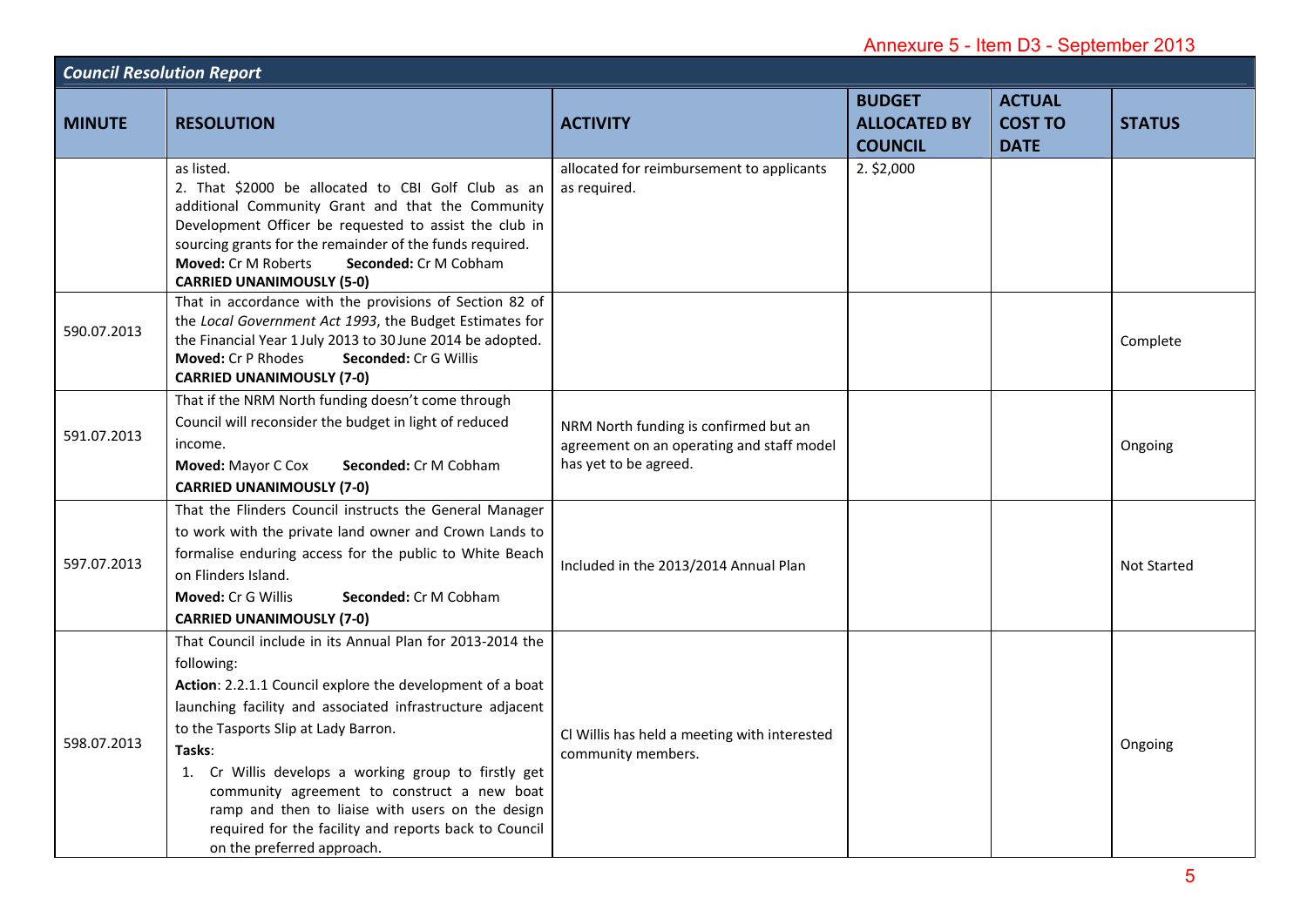Annexure 5 - Item D3 - September 2013

| Council Resolution Report | | | | | |
|---|---|---|---|---|---|
| **MINUTE** | **RESOLUTION** | **ACTIVITY** | **BUDGET ALLOCATED BY COUNCIL** | **ACTUAL COST TO DATE** | **STATUS** |
| | as listed.<br>2. That $2000 be allocated to CBI Golf Club as an additional Community Grant and that the Community Development Officer be requested to assist the club in sourcing grants for the remainder of the funds required.<br>**Moved:** Cr M Roberts **Seconded:** Cr M Cobham<br>**CARRIED UNANIMOUSLY (5-0)** | allocated for reimbursement to applicants as required. | 2. $2,000 | | |
| 590.07.2013 | That in accordance with the provisions of Section 82 of the *Local Government Act 1993*, the Budget Estimates for the Financial Year 1 July 2013 to 30 June 2014 be adopted.<br>**Moved:** Cr P Rhodes **Seconded:** Cr G Willis<br>**CARRIED UNANIMOUSLY (7-0)** | | | | Complete |
| 591.07.2013 | That if the NRM North funding doesn't come through Council will reconsider the budget in light of reduced income.<br>**Moved:** Mayor C Cox **Seconded:** Cr M Cobham<br>**CARRIED UNANIMOUSLY (7-0)** | NRM North funding is confirmed but an agreement on an operating and staff model has yet to be agreed. | | | Ongoing |
| 597.07.2013 | That the Flinders Council instructs the General Manager to work with the private land owner and Crown Lands to formalise enduring access for the public to White Beach on Flinders Island.<br>**Moved:** Cr G Willis **Seconded:** Cr M Cobham<br>**CARRIED UNANIMOUSLY (7-0)** | Included in the 2013/2014 Annual Plan | | | Not Started |
| 598.07.2013 | That Council include in its Annual Plan for 2013-2014 the following:<br>**Action**: 2.2.1.1 Council explore the development of a boat launching facility and associated infrastructure adjacent to the Tasports Slip at Lady Barron.<br>**Tasks**:<br>1. Cr Willis develops a working group to firstly get community agreement to construct a new boat ramp and then to liaise with users on the design required for the facility and reports back to Council on the preferred approach. | Cl Willis has held a meeting with interested community members. | | | Ongoing |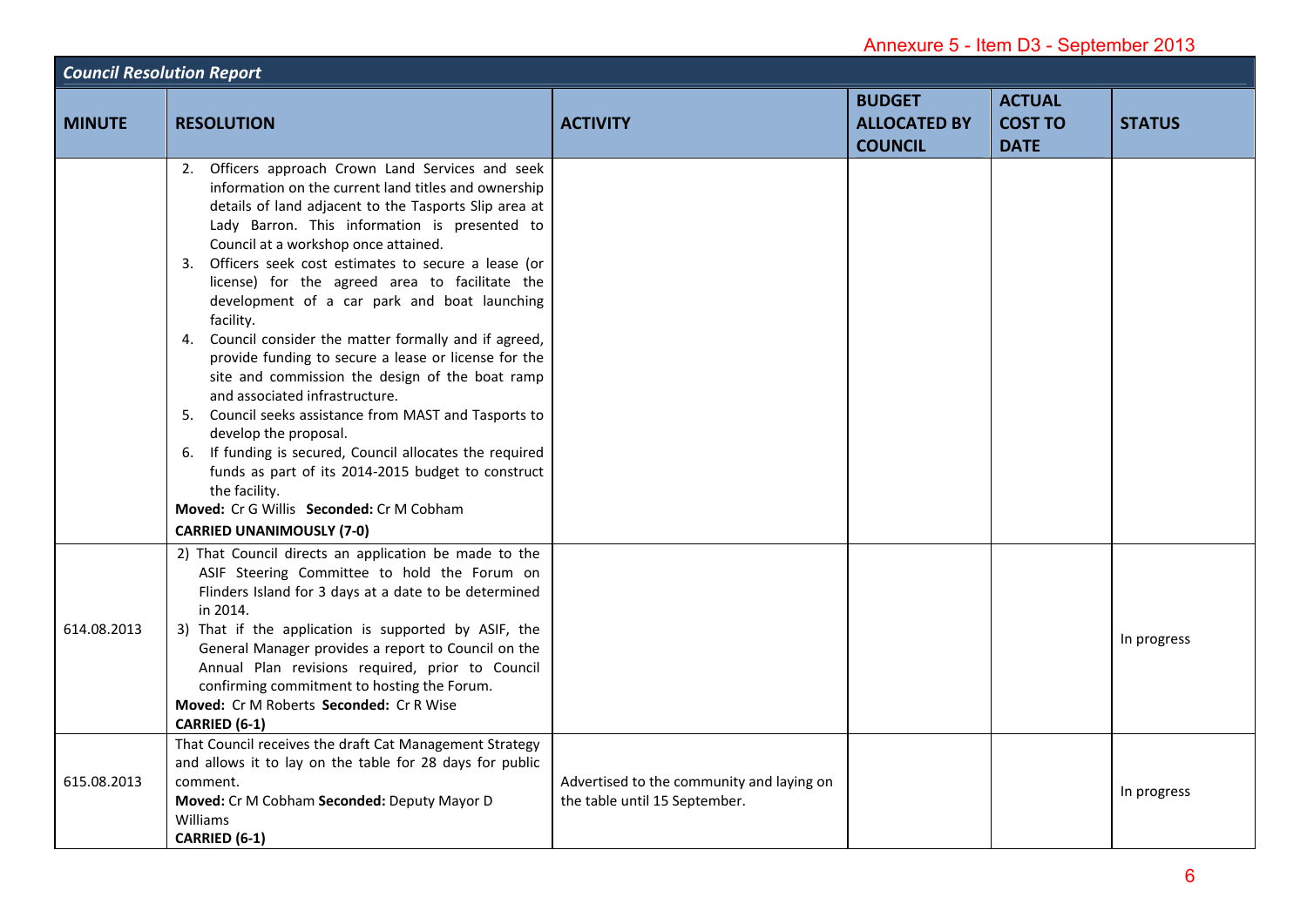Annexure 5 - Item D3 - September 2013

**Council Resolution Report**

| MINUTE | RESOLUTION | ACTIVITY | BUDGET ALLOCATED BY COUNCIL | ACTUAL COST TO DATE | STATUS |
|---|---|---|---|---|---|
| | 2. Officers approach Crown Land Services and seek information on the current land titles and ownership details of land adjacent to the Tasports Slip area at Lady Barron. This information is presented to Council at a workshop once attained.<br>3. Officers seek cost estimates to secure a lease (or license) for the agreed area to facilitate the development of a car park and boat launching facility.<br>4. Council consider the matter formally and if agreed, provide funding to secure a lease or license for the site and commission the design of the boat ramp and associated infrastructure.<br>5. Council seeks assistance from MAST and Tasports to develop the proposal.<br>6. If funding is secured, Council allocates the required funds as part of its 2014-2015 budget to construct the facility.<br>**Moved:** Cr G Willis **Seconded:** Cr M Cobham<br>**CARRIED UNANIMOUSLY (7-0)** | | | | |
| 614.08.2013 | 2) That Council directs an application be made to the ASIF Steering Committee to hold the Forum on Flinders Island for 3 days at a date to be determined in 2014.<br>3) That if the application is supported by ASIF, the General Manager provides a report to Council on the Annual Plan revisions required, prior to Council confirming commitment to hosting the Forum.<br>**Moved:** Cr M Roberts **Seconded:** Cr R Wise<br>**CARRIED (6-1)** | | | | In progress |
| 615.08.2013 | That Council receives the draft Cat Management Strategy and allows it to lay on the table for 28 days for public comment.<br>**Moved:** Cr M Cobham **Seconded:** Deputy Mayor D Williams<br>**CARRIED (6-1)** | Advertised to the community and laying on the table until 15 September. | | | In progress |